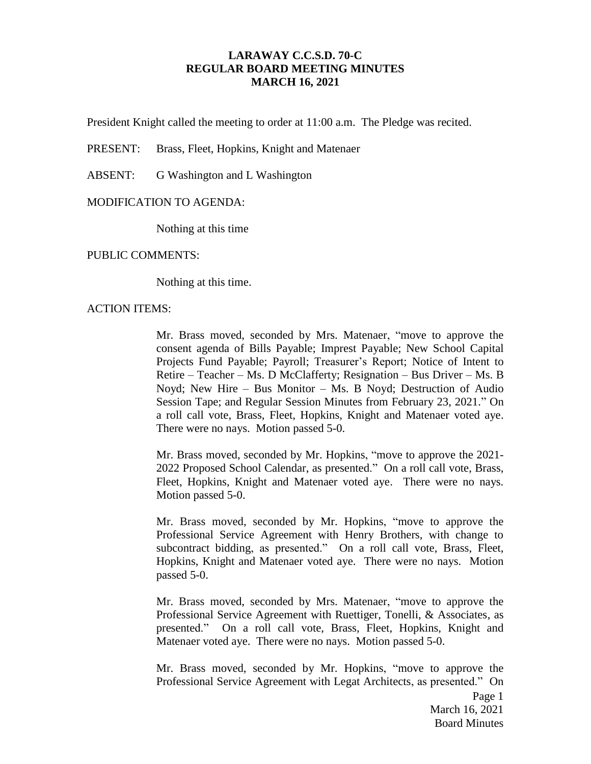# LARAWAY C.C.S.D. 70-C
## REGULAR BOARD MEETING MINUTES
## MARCH 16, 2021

President Knight called the meeting to order at 11:00 a.m. The Pledge was recited.

PRESENT: Brass, Fleet, Hopkins, Knight and Matenaer

ABSENT: G Washington and L Washington

MODIFICATION TO AGENDA:

Nothing at this time

PUBLIC COMMENTS:

Nothing at this time.

ACTION ITEMS:

Mr. Brass moved, seconded by Mrs. Matenaer, "move to approve the consent agenda of Bills Payable; Imprest Payable; New School Capital Projects Fund Payable; Payroll; Treasurer's Report; Notice of Intent to Retire – Teacher – Ms. D McClafferty; Resignation – Bus Driver – Ms. B Noyd; New Hire – Bus Monitor – Ms. B Noyd; Destruction of Audio Session Tape; and Regular Session Minutes from February 23, 2021." On a roll call vote, Brass, Fleet, Hopkins, Knight and Matenaer voted aye. There were no nays. Motion passed 5-0.

Mr. Brass moved, seconded by Mr. Hopkins, "move to approve the 2021-2022 Proposed School Calendar, as presented." On a roll call vote, Brass, Fleet, Hopkins, Knight and Matenaer voted aye. There were no nays. Motion passed 5-0.

Mr. Brass moved, seconded by Mr. Hopkins, "move to approve the Professional Service Agreement with Henry Brothers, with change to subcontract bidding, as presented." On a roll call vote, Brass, Fleet, Hopkins, Knight and Matenaer voted aye. There were no nays. Motion passed 5-0.

Mr. Brass moved, seconded by Mrs. Matenaer, "move to approve the Professional Service Agreement with Ruettiger, Tonelli, & Associates, as presented." On a roll call vote, Brass, Fleet, Hopkins, Knight and Matenaer voted aye. There were no nays. Motion passed 5-0.

Mr. Brass moved, seconded by Mr. Hopkins, "move to approve the Professional Service Agreement with Legat Architects, as presented." On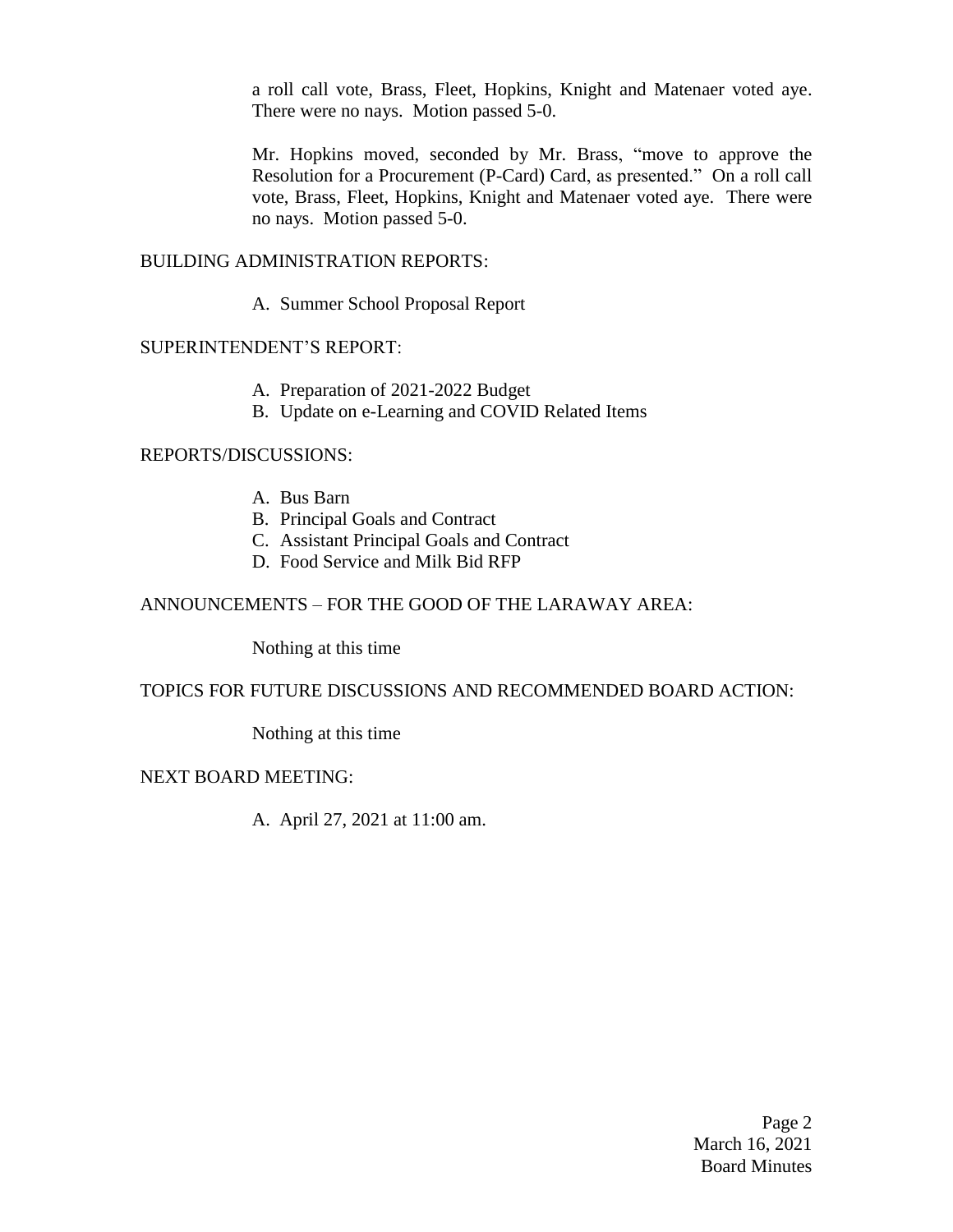a roll call vote, Brass, Fleet, Hopkins, Knight and Matenaer voted aye. There were no nays. Motion passed 5-0.

Mr. Hopkins moved, seconded by Mr. Brass, "move to approve the Resolution for a Procurement (P-Card) Card, as presented." On a roll call vote, Brass, Fleet, Hopkins, Knight and Matenaer voted aye. There were no nays. Motion passed 5-0.

BUILDING ADMINISTRATION REPORTS:

A. Summer School Proposal Report

SUPERINTENDENT'S REPORT:

A. Preparation of 2021-2022 Budget
B. Update on e-Learning and COVID Related Items

REPORTS/DISCUSSIONS:

A. Bus Barn
B. Principal Goals and Contract
C. Assistant Principal Goals and Contract
D. Food Service and Milk Bid RFP

ANNOUNCEMENTS – FOR THE GOOD OF THE LARAWAY AREA:

Nothing at this time

TOPICS FOR FUTURE DISCUSSIONS AND RECOMMENDED BOARD ACTION:

Nothing at this time

NEXT BOARD MEETING:

A. April 27, 2021 at 11:00 am.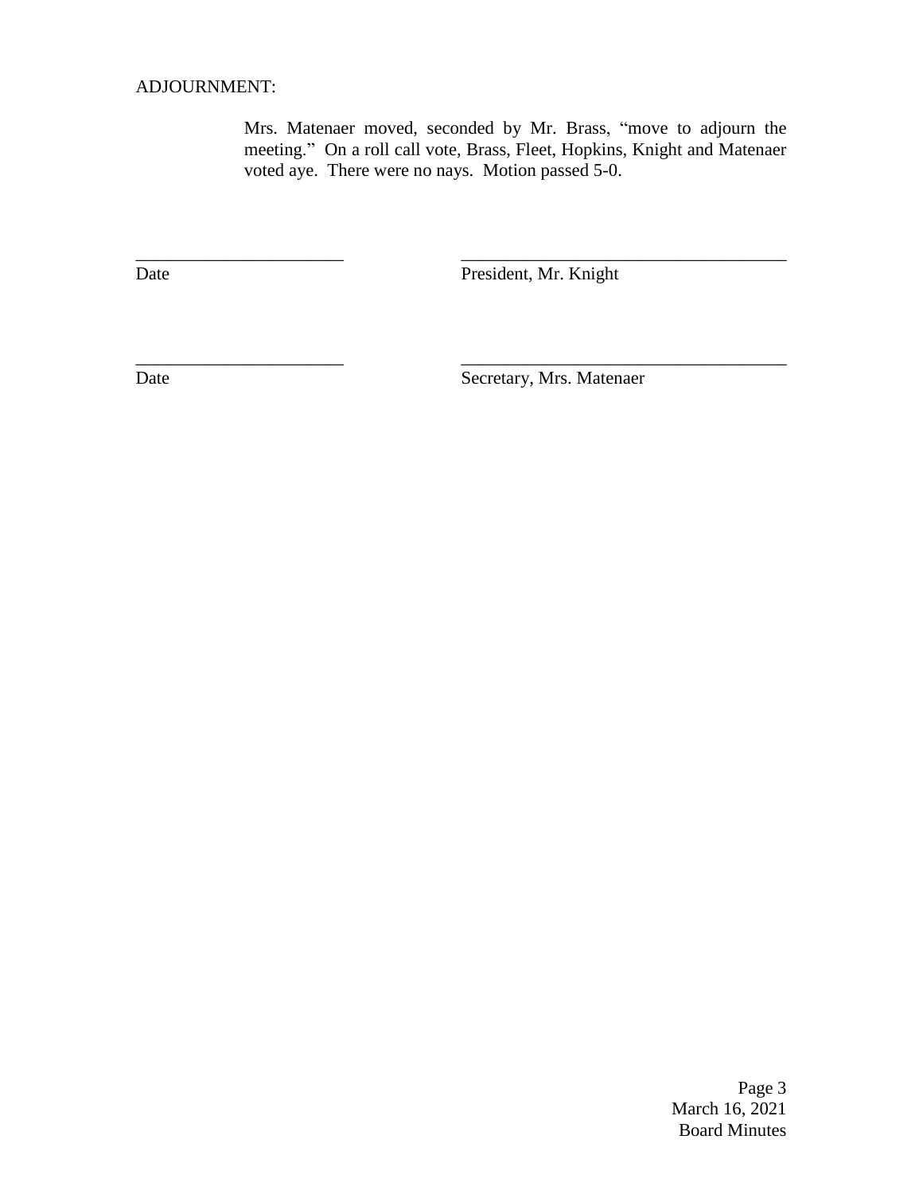ADJOURNMENT:

Mrs. Matenaer moved, seconded by Mr. Brass, "move to adjourn the meeting." On a roll call vote, Brass, Fleet, Hopkins, Knight and Matenaer voted aye. There were no nays. Motion passed 5-0.

_______________________ _________________________________

Date President, Mr. Knight

_______________________ _________________________________

Date Secretary, Mrs. Matenaer